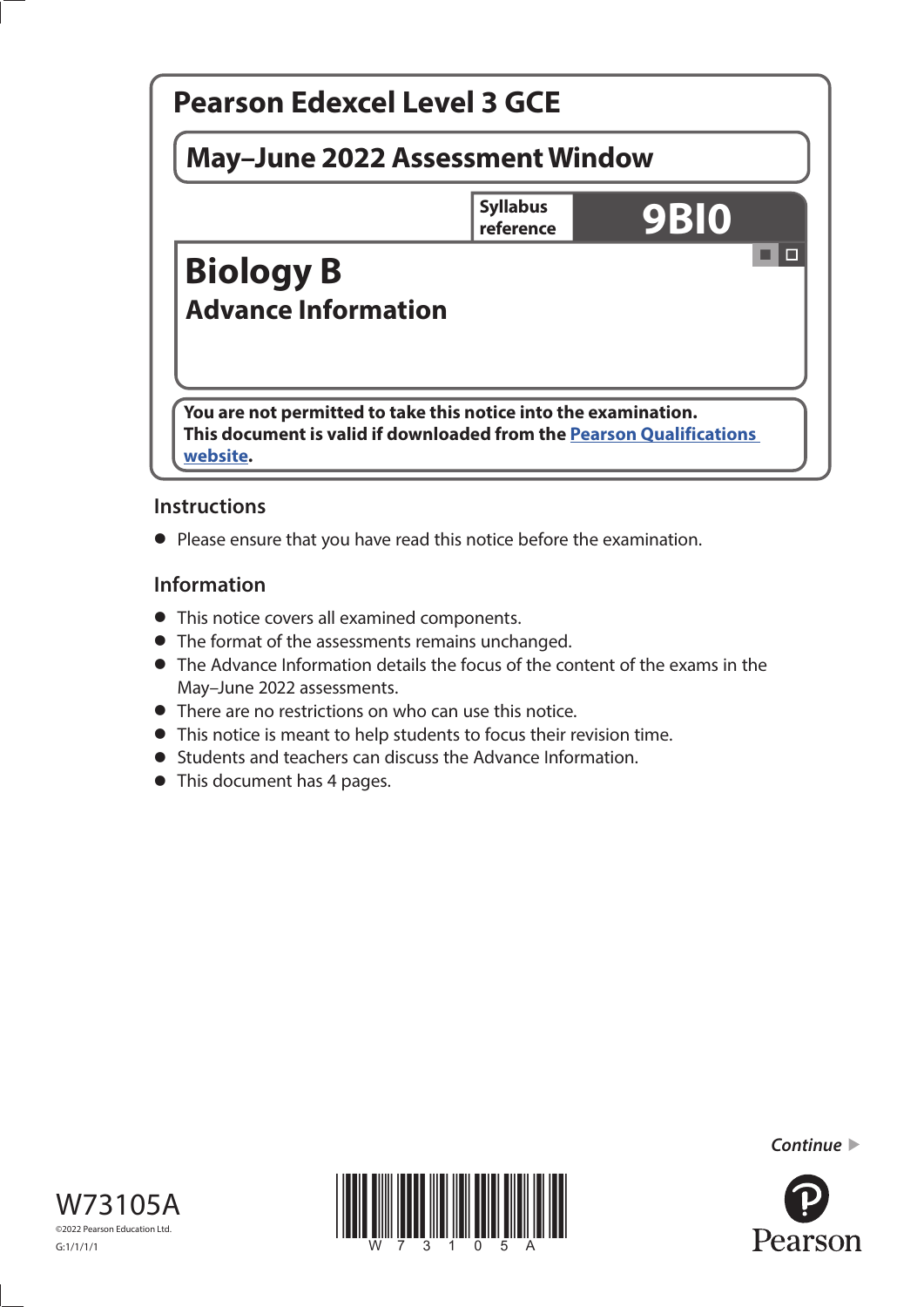# Pearson Edexcel Level 3 GCE

## May–June 2022 Assessment Window

| Syllabus reference | 9BI0 |
|---|---|

# Biology B

## Advance Information

**You are not permitted to take this notice into the examination.**
**This document is valid if downloaded from the Pearson Qualifications website.**

### Instructions

- Please ensure that you have read this notice before the examination.

### Information

- This notice covers all examined components.
- The format of the assessments remains unchanged.
- The Advance Information details the focus of the content of the exams in the May–June 2022 assessments.
- There are no restrictions on who can use this notice.
- This notice is meant to help students to focus their revision time.
- Students and teachers can discuss the Advance Information.
- This document has 4 pages.

*Continue*

W73105A

©2022 Pearson Education Ltd.

G:1/1/1/1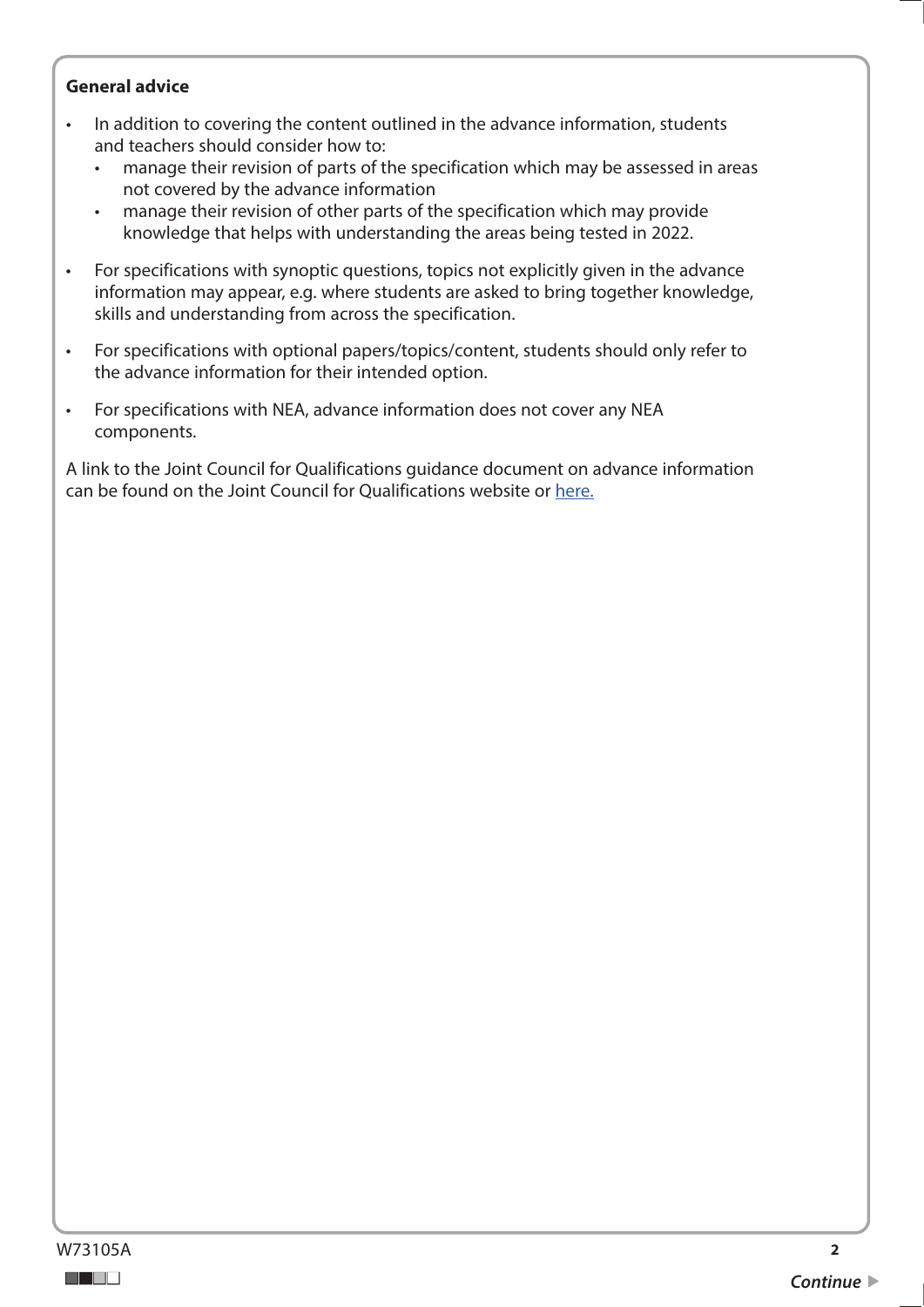**General advice**

- In addition to covering the content outlined in the advance information, students and teachers should consider how to:
  - manage their revision of parts of the specification which may be assessed in areas not covered by the advance information
  - manage their revision of other parts of the specification which may provide knowledge that helps with understanding the areas being tested in 2022.
- For specifications with synoptic questions, topics not explicitly given in the advance information may appear, e.g. where students are asked to bring together knowledge, skills and understanding from across the specification.
- For specifications with optional papers/topics/content, students should only refer to the advance information for their intended option.
- For specifications with NEA, advance information does not cover any NEA components.

A link to the Joint Council for Qualifications guidance document on advance information can be found on the Joint Council for Qualifications website or here.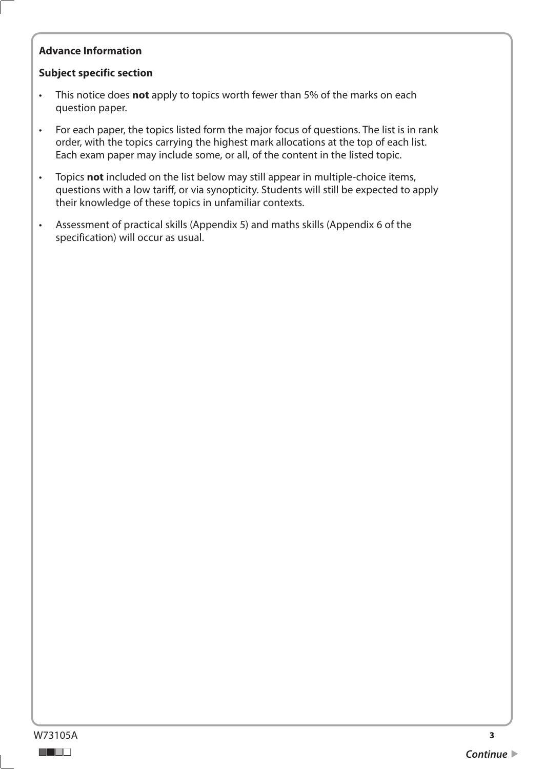**Advance Information**

**Subject specific section**

- This notice does **not** apply to topics worth fewer than 5% of the marks on each question paper.
- For each paper, the topics listed form the major focus of questions. The list is in rank order, with the topics carrying the highest mark allocations at the top of each list. Each exam paper may include some, or all, of the content in the listed topic.
- Topics **not** included on the list below may still appear in multiple-choice items, questions with a low tariff, or via synopticity. Students will still be expected to apply their knowledge of these topics in unfamiliar contexts.
- Assessment of practical skills (Appendix 5) and maths skills (Appendix 6 of the specification) will occur as usual.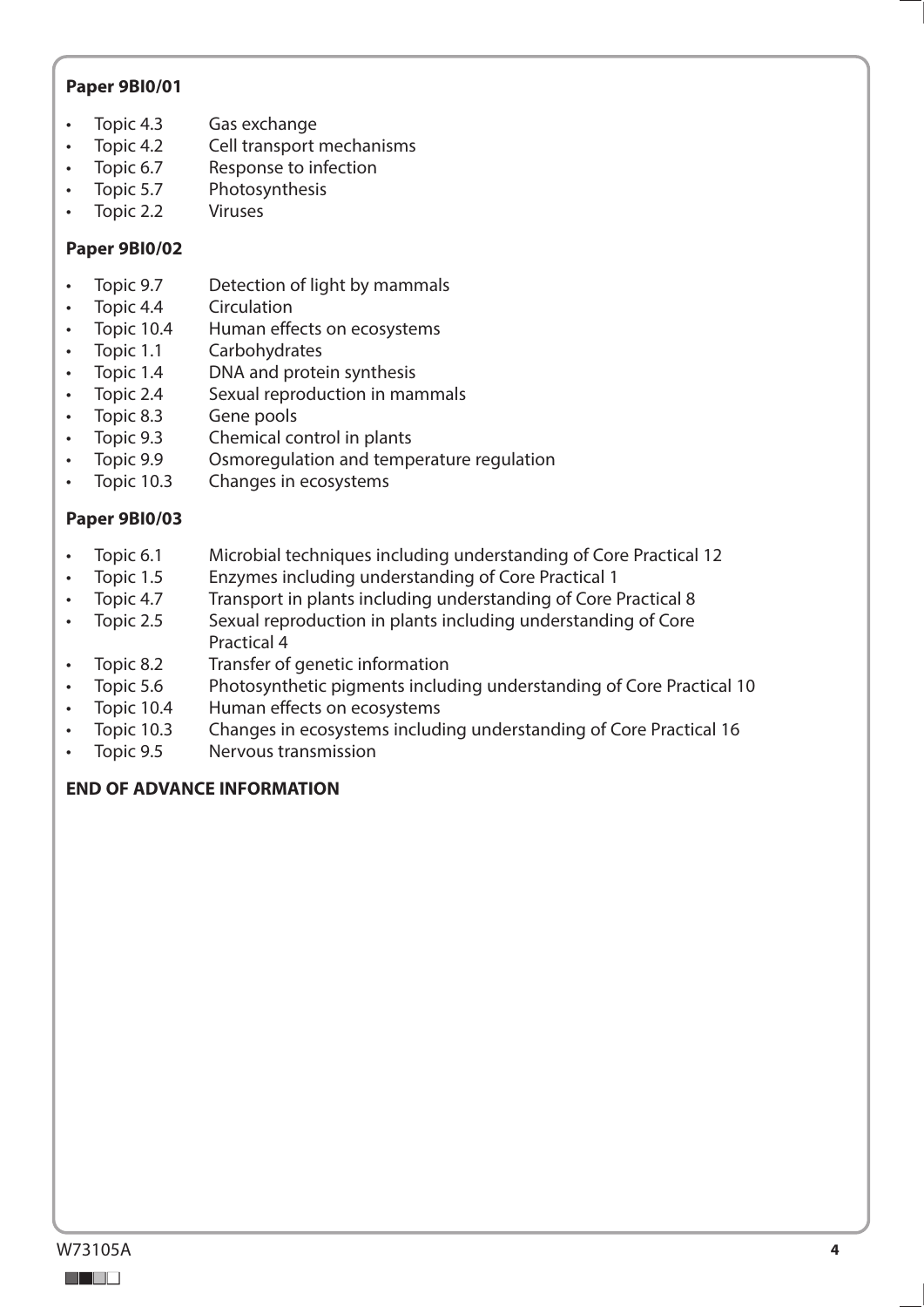**Paper 9BI0/01**

- Topic 4.3 Gas exchange
- Topic 4.2 Cell transport mechanisms
- Topic 6.7 Response to infection
- Topic 5.7 Photosynthesis
- Topic 2.2 Viruses

**Paper 9BI0/02**

- Topic 9.7 Detection of light by mammals
- Topic 4.4 Circulation
- Topic 10.4 Human effects on ecosystems
- Topic 1.1 Carbohydrates
- Topic 1.4 DNA and protein synthesis
- Topic 2.4 Sexual reproduction in mammals
- Topic 8.3 Gene pools
- Topic 9.3 Chemical control in plants
- Topic 9.9 Osmoregulation and temperature regulation
- Topic 10.3 Changes in ecosystems

**Paper 9BI0/03**

- Topic 6.1 Microbial techniques including understanding of Core Practical 12
- Topic 1.5 Enzymes including understanding of Core Practical 1
- Topic 4.7 Transport in plants including understanding of Core Practical 8
- Topic 2.5 Sexual reproduction in plants including understanding of Core Practical 4
- Topic 8.2 Transfer of genetic information
- Topic 5.6 Photosynthetic pigments including understanding of Core Practical 10
- Topic 10.4 Human effects on ecosystems
- Topic 10.3 Changes in ecosystems including understanding of Core Practical 16
- Topic 9.5 Nervous transmission

**END OF ADVANCE INFORMATION**